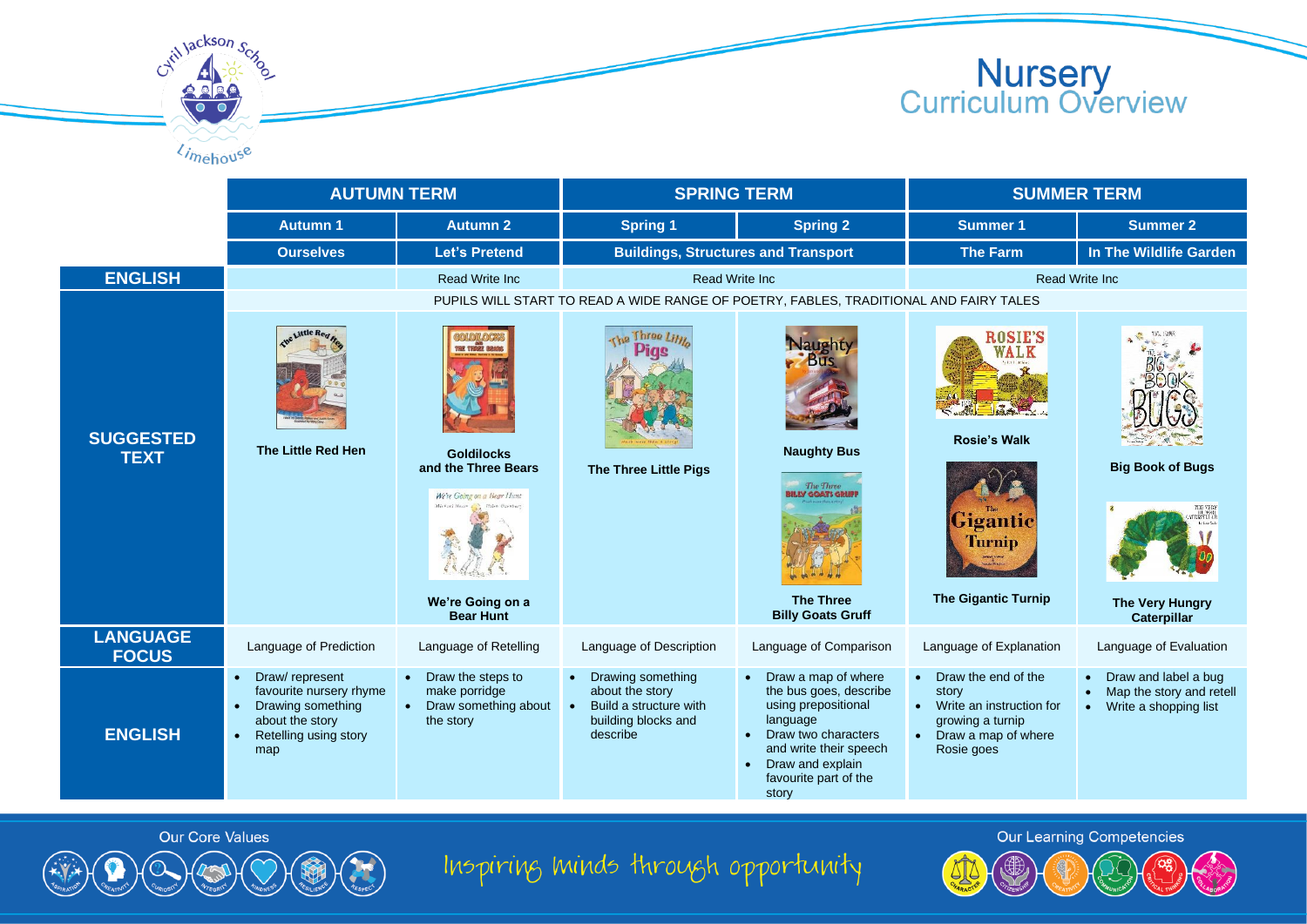# Nursery Curriculum Overview

| | AUTUMN TERM | | SPRING TERM | | SUMMER TERM | |
|---|---|---|---|---|---|---|
| | **Autumn 1** | **Autumn 2** | **Spring 1** | **Spring 2** | **Summer 1** | **Summer 2** |
| | **Ourselves** | **Let's Pretend** | **Buildings, Structures and Transport** | | **The Farm** | **In The Wildlife Garden** |
| **ENGLISH** | | Read Write Inc | Read Write Inc | | Read Write Inc | |
| | PUPILS WILL START TO READ A WIDE RANGE OF POETRY, FABLES, TRADITIONAL AND FAIRY TALES | | | | | |
| **SUGGESTED TEXT** | **The Little Red Hen** | **Goldilocks and the Three Bears**<br>**We're Going on a Bear Hunt** | **The Three Little Pigs** | **Naughty Bus**<br>**The Three Billy Goats Gruff** | **Rosie's Walk**<br>**The Gigantic Turnip** | **Big Book of Bugs**<br>**The Very Hungry Caterpillar** |
| **LANGUAGE FOCUS** | Language of Prediction | Language of Retelling | Language of Description | Language of Comparison | Language of Explanation | Language of Evaluation |
| **ENGLISH** | • Draw/ represent favourite nursery rhyme<br>• Drawing something about the story<br>• Retelling using story map | • Draw the steps to make porridge<br>• Draw something about the story | • Drawing something about the story<br>• Build a structure with building blocks and describe | • Draw a map of where the bus goes, describe using prepositional language<br>• Draw two characters and write their speech<br>• Draw and explain favourite part of the story | • Draw the end of the story<br>• Write an instruction for growing a turnip<br>• Draw a map of where Rosie goes | • Draw and label a bug<br>• Map the story and retell<br>• Write a shopping list |

Our Core Values

Inspiring minds through opportunity

Our Learning Competencies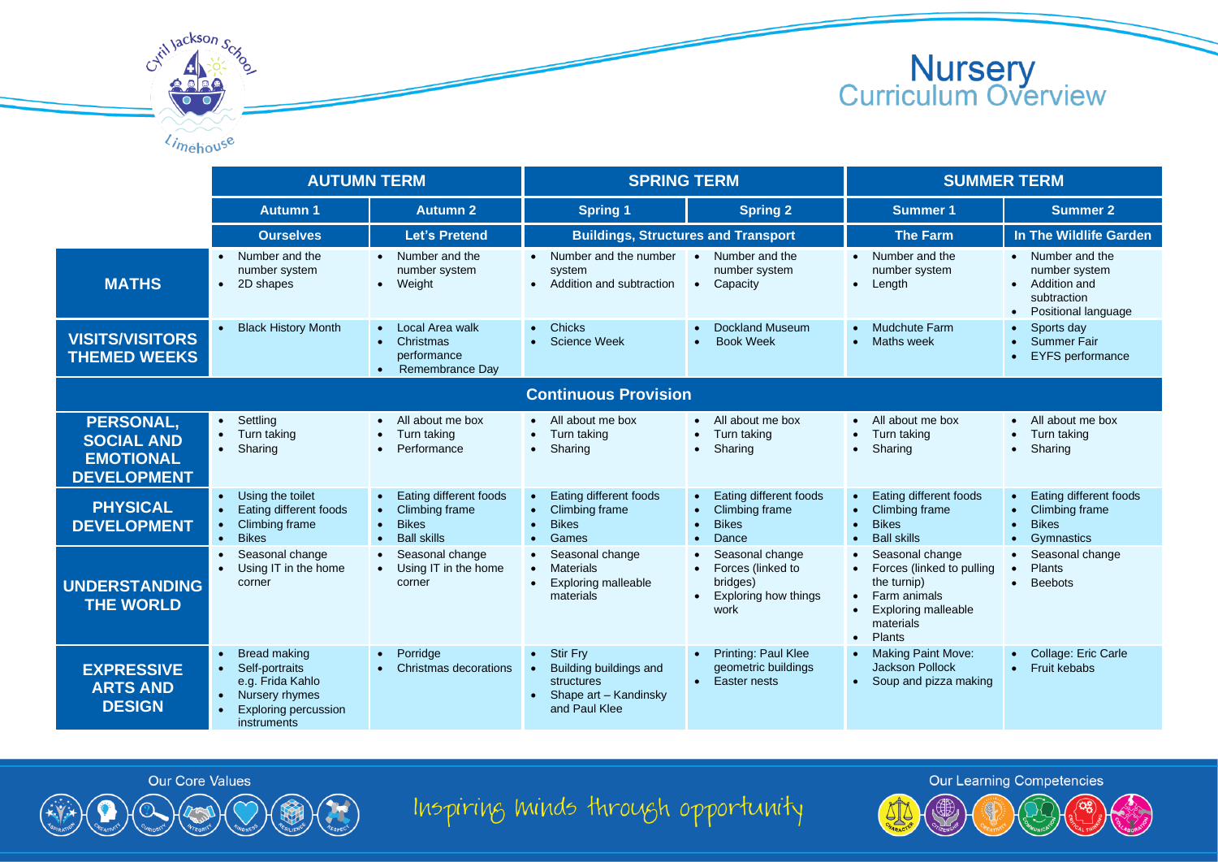# Nursery Curriculum Overview

Cyril Jackson School Limehouse

| | AUTUMN TERM | | SPRING TERM | | SUMMER TERM | |
|---|---|---|---|---|---|---|
| | Autumn 1 | Autumn 2 | Spring 1 | Spring 2 | Summer 1 | Summer 2 |
| | Ourselves | Let's Pretend | Buildings, Structures and Transport | | The Farm | In The Wildlife Garden |
| **MATHS** | • Number and the number system<br>• 2D shapes | • Number and the number system<br>• Weight | • Number and the number system<br>• Addition and subtraction | • Number and the number system<br>• Capacity | • Number and the number system<br>• Length | • Number and the number system<br>• Addition and subtraction<br>• Positional language |
| **VISITS/VISITORS THEMED WEEKS** | • Black History Month | • Local Area walk<br>• Christmas performance<br>• Remembrance Day | • Chicks<br>• Science Week | • Dockland Museum<br>• Book Week | • Mudchute Farm<br>• Maths week | • Sports day<br>• Summer Fair<br>• EYFS performance |
| **Continuous Provision** | | | | | | |
| **PERSONAL, SOCIAL AND EMOTIONAL DEVELOPMENT** | • Settling<br>• Turn taking<br>• Sharing | • All about me box<br>• Turn taking<br>• Performance | • All about me box<br>• Turn taking<br>• Sharing | • All about me box<br>• Turn taking<br>• Sharing | • All about me box<br>• Turn taking<br>• Sharing | • All about me box<br>• Turn taking<br>• Sharing |
| **PHYSICAL DEVELOPMENT** | • Using the toilet<br>• Eating different foods<br>• Climbing frame<br>• Bikes | • Eating different foods<br>• Climbing frame<br>• Bikes<br>• Ball skills | • Eating different foods<br>• Climbing frame<br>• Bikes<br>• Games | • Eating different foods<br>• Climbing frame<br>• Bikes<br>• Dance | • Eating different foods<br>• Climbing frame<br>• Bikes<br>• Ball skills | • Eating different foods<br>• Climbing frame<br>• Bikes<br>• Gymnastics |
| **UNDERSTANDING THE WORLD** | • Seasonal change<br>• Using IT in the home corner | • Seasonal change<br>• Using IT in the home corner | • Seasonal change<br>• Materials<br>• Exploring malleable materials | • Seasonal change<br>• Forces (linked to bridges)<br>• Exploring how things work | • Seasonal change<br>• Forces (linked to pulling the turnip)<br>• Farm animals<br>• Exploring malleable materials<br>• Plants | • Seasonal change<br>• Plants<br>• Beebots |
| **EXPRESSIVE ARTS AND DESIGN** | • Bread making<br>• Self-portraits e.g. Frida Kahlo<br>• Nursery rhymes<br>• Exploring percussion instruments | • Porridge<br>• Christmas decorations | • Stir Fry<br>• Building buildings and structures<br>• Shape art – Kandinsky and Paul Klee | • Printing: Paul Klee geometric buildings<br>• Easter nests | • Making Paint Move: Jackson Pollock<br>• Soup and pizza making | • Collage: Eric Carle<br>• Fruit kebabs |

Our Core Values: Aspiration, Creativity, Curiosity, Integrity, Kindness, Resilience, Respect

Inspiring minds through opportunity

Our Learning Competencies: Character, Citizenship, Creativity, Communication, Critical Thinking, Collaboration